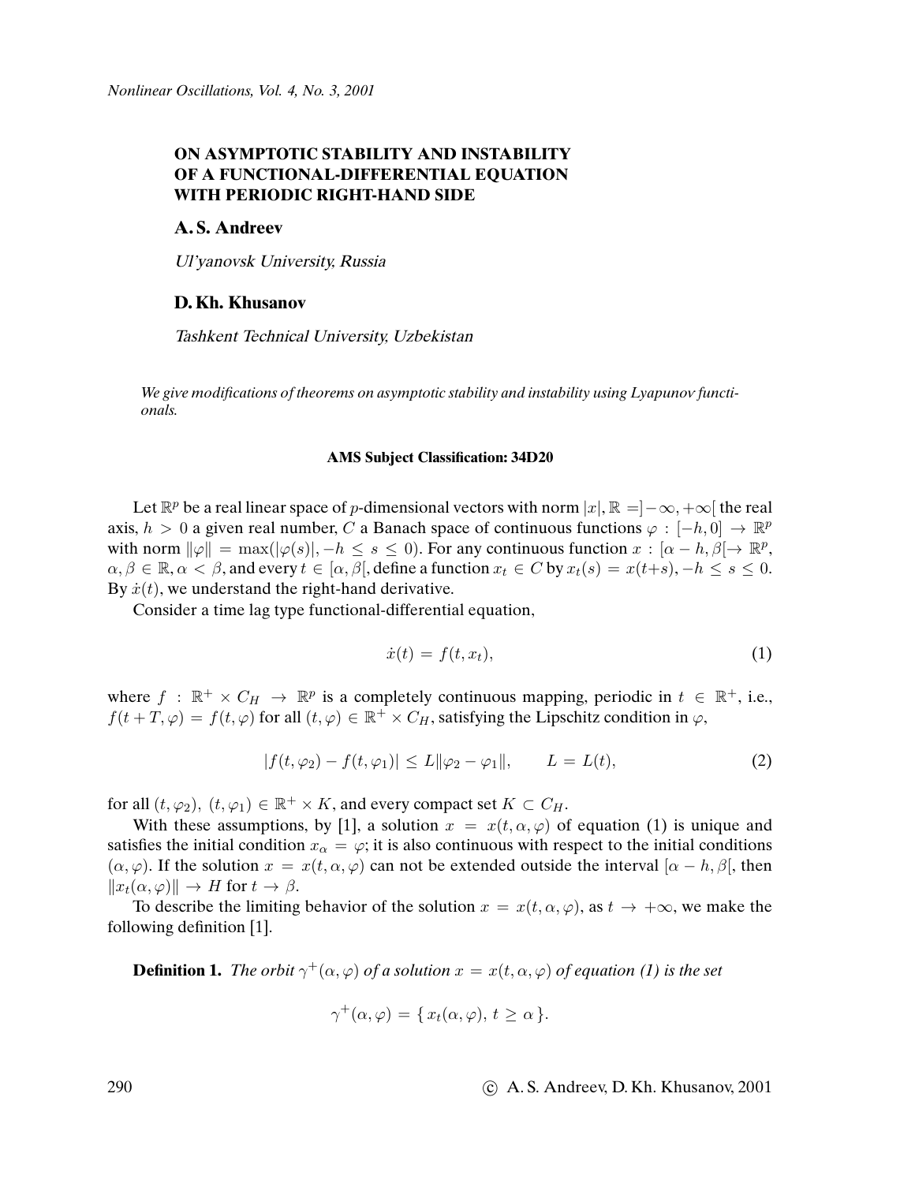# ON ASYMPTOTIC STABILITY AND INSTABILITY OF A FUNCTIONAL-DIFFERENTIAL EQUATION WITH PERIODIC RIGHT-HAND SIDE

**A. S. Andreev**

*Ul'yanovsk University, Russia*

**D. Kh. Khusanov**

*Tashkent Technical University, Uzbekistan*

*We give modifications of theorems on asymptotic stability and instability using Lyapunov functionals.*

**AMS Subject Classification: 34D20**

Let $\mathbb{R}^p$ be a real linear space of $p$-dimensional vectors with norm $|x|, \mathbb{R} = ]-\infty, +\infty[$ the real axis, $h > 0$ a given real number, $C$ a Banach space of continuous functions $\varphi : [-h, 0] \to \mathbb{R}^p$ with norm $\|\varphi\| = \max(|\varphi(s)|, -h \le s \le 0)$. For any continuous function $x : [\alpha - h, \beta[ \to \mathbb{R}^p$, $\alpha, \beta \in \mathbb{R}, \alpha < \beta$, and every $t \in [\alpha, \beta[$, define a function $x_t \in C$ by $x_t(s) = x(t+s), -h \le s \le 0$. By $\dot{x}(t)$, we understand the right-hand derivative.

Consider a time lag type functional-differential equation,

$$\dot{x}(t) = f(t, x_t), \tag{1}$$

where $f : \mathbb{R}^+ \times C_H \to \mathbb{R}^p$ is a completely continuous mapping, periodic in $t \in \mathbb{R}^+$, i.e., $f(t + T, \varphi) = f(t, \varphi)$ for all $(t, \varphi) \in \mathbb{R}^+ \times C_H$, satisfying the Lipschitz condition in $\varphi$,

$$|f(t, \varphi_2) - f(t, \varphi_1)| \le L\|\varphi_2 - \varphi_1\|, \qquad L = L(t), \tag{2}$$

for all $(t, \varphi_2),\ (t, \varphi_1) \in \mathbb{R}^+ \times K$, and every compact set $K \subset C_H$.

With these assumptions, by [1], a solution $x = x(t, \alpha, \varphi)$ of equation (1) is unique and satisfies the initial condition $x_\alpha = \varphi$; it is also continuous with respect to the initial conditions $(\alpha, \varphi)$. If the solution $x = x(t, \alpha, \varphi)$ can not be extended outside the interval $[\alpha - h, \beta[$, then $\|x_t(\alpha, \varphi)\| \to H$ for $t \to \beta$.

To describe the limiting behavior of the solution $x = x(t, \alpha, \varphi)$, as $t \to +\infty$, we make the following definition [1].

**Definition 1.** *The orbit $\gamma^+(\alpha, \varphi)$ of a solution $x = x(t, \alpha, \varphi)$ of equation (1) is the set*

$$\gamma^+(\alpha, \varphi) = \{\, x_t(\alpha, \varphi),\ t \ge \alpha \,\}.$$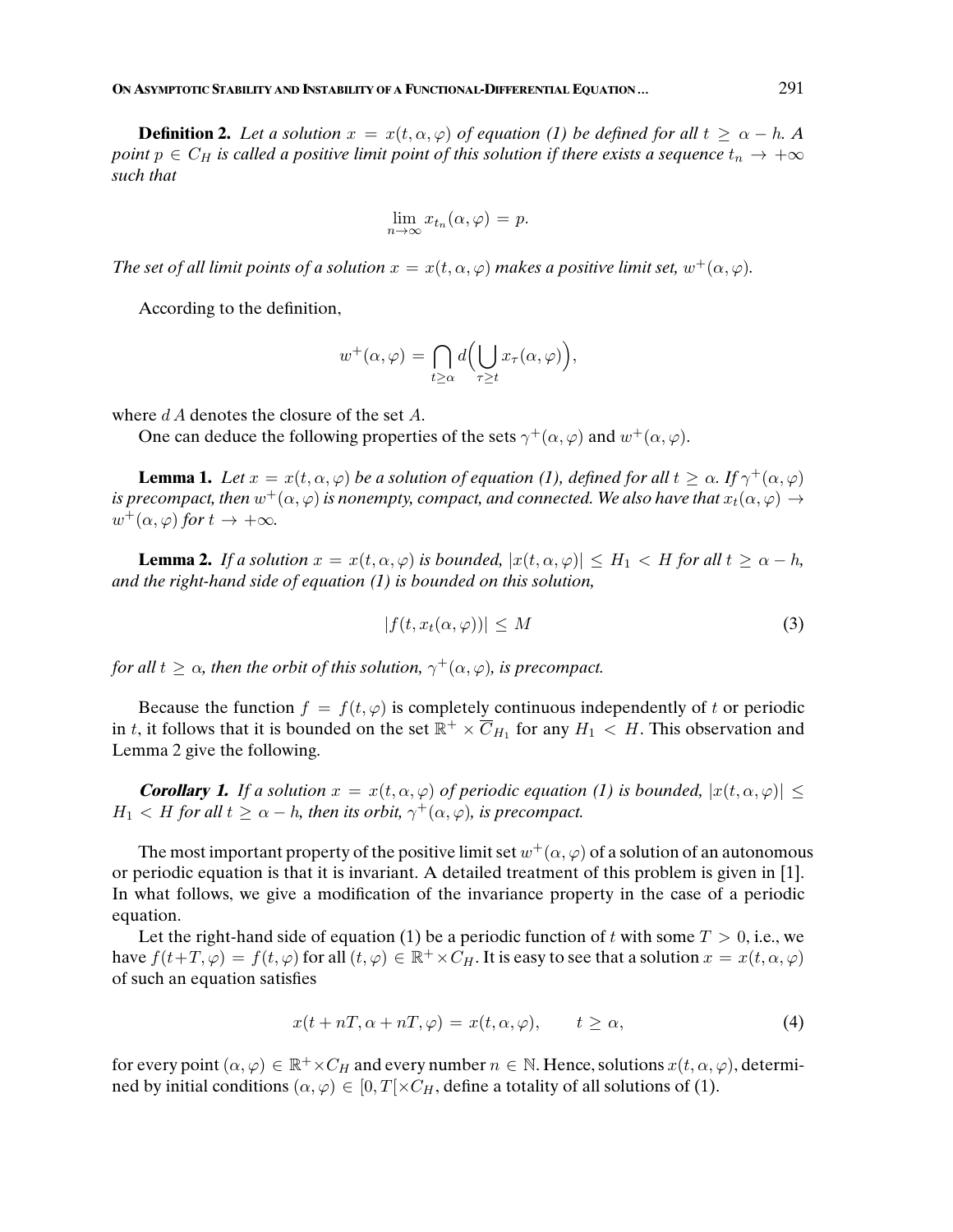**Definition 2.** *Let a solution $x = x(t, \alpha, \varphi)$ of equation (1) be defined for all $t \geq \alpha - h$. A point $p \in C_H$ is called a positive limit point of this solution if there exists a sequence $t_n \to +\infty$ such that*

$$\lim_{n\to\infty} x_{t_n}(\alpha, \varphi) = p.$$

*The set of all limit points of a solution $x = x(t, \alpha, \varphi)$ makes a positive limit set, $w^+(\alpha, \varphi)$.*

According to the definition,

$$w^+(\alpha, \varphi) = \bigcap_{t\geq\alpha} d\Big(\bigcup_{\tau\geq t} x_\tau(\alpha, \varphi)\Big),$$

where $d\,A$ denotes the closure of the set $A$.

One can deduce the following properties of the sets $\gamma^+(\alpha, \varphi)$ and $w^+(\alpha, \varphi)$.

**Lemma 1.** *Let $x = x(t, \alpha, \varphi)$ be a solution of equation (1), defined for all $t \geq \alpha$. If $\gamma^+(\alpha, \varphi)$ is precompact, then $w^+(\alpha, \varphi)$ is nonempty, compact, and connected. We also have that $x_t(\alpha, \varphi) \to w^+(\alpha, \varphi)$ for $t \to +\infty$.*

**Lemma 2.** *If a solution $x = x(t, \alpha, \varphi)$ is bounded, $|x(t, \alpha, \varphi)| \leq H_1 < H$ for all $t \geq \alpha - h$, and the right-hand side of equation (1) is bounded on this solution,*

$$|f(t, x_t(\alpha, \varphi))| \leq M \tag{3}$$

*for all $t \geq \alpha$, then the orbit of this solution, $\gamma^+(\alpha, \varphi)$, is precompact.*

Because the function $f = f(t, \varphi)$ is completely continuous independently of $t$ or periodic in $t$, it follows that it is bounded on the set $\mathbb{R}^+ \times \overline{C}_{H_1}$ for any $H_1 < H$. This observation and Lemma 2 give the following.

***Corollary 1.*** *If a solution $x = x(t, \alpha, \varphi)$ of periodic equation (1) is bounded, $|x(t, \alpha, \varphi)| \leq H_1 < H$ for all $t \geq \alpha - h$, then its orbit, $\gamma^+(\alpha, \varphi)$, is precompact.*

The most important property of the positive limit set $w^+(\alpha, \varphi)$ of a solution of an autonomous or periodic equation is that it is invariant. A detailed treatment of this problem is given in [1]. In what follows, we give a modification of the invariance property in the case of a periodic equation.

Let the right-hand side of equation (1) be a periodic function of $t$ with some $T > 0$, i.e., we have $f(t+T, \varphi) = f(t, \varphi)$ for all $(t, \varphi) \in \mathbb{R}^+ \times C_H$. It is easy to see that a solution $x = x(t, \alpha, \varphi)$ of such an equation satisfies

$$x(t + nT, \alpha + nT, \varphi) = x(t, \alpha, \varphi), \qquad t \geq \alpha, \tag{4}$$

for every point $(\alpha, \varphi) \in \mathbb{R}^+ \times C_H$ and every number $n \in \mathbb{N}$. Hence, solutions $x(t, \alpha, \varphi)$, determined by initial conditions $(\alpha, \varphi) \in [0, T[\times C_H$, define a totality of all solutions of (1).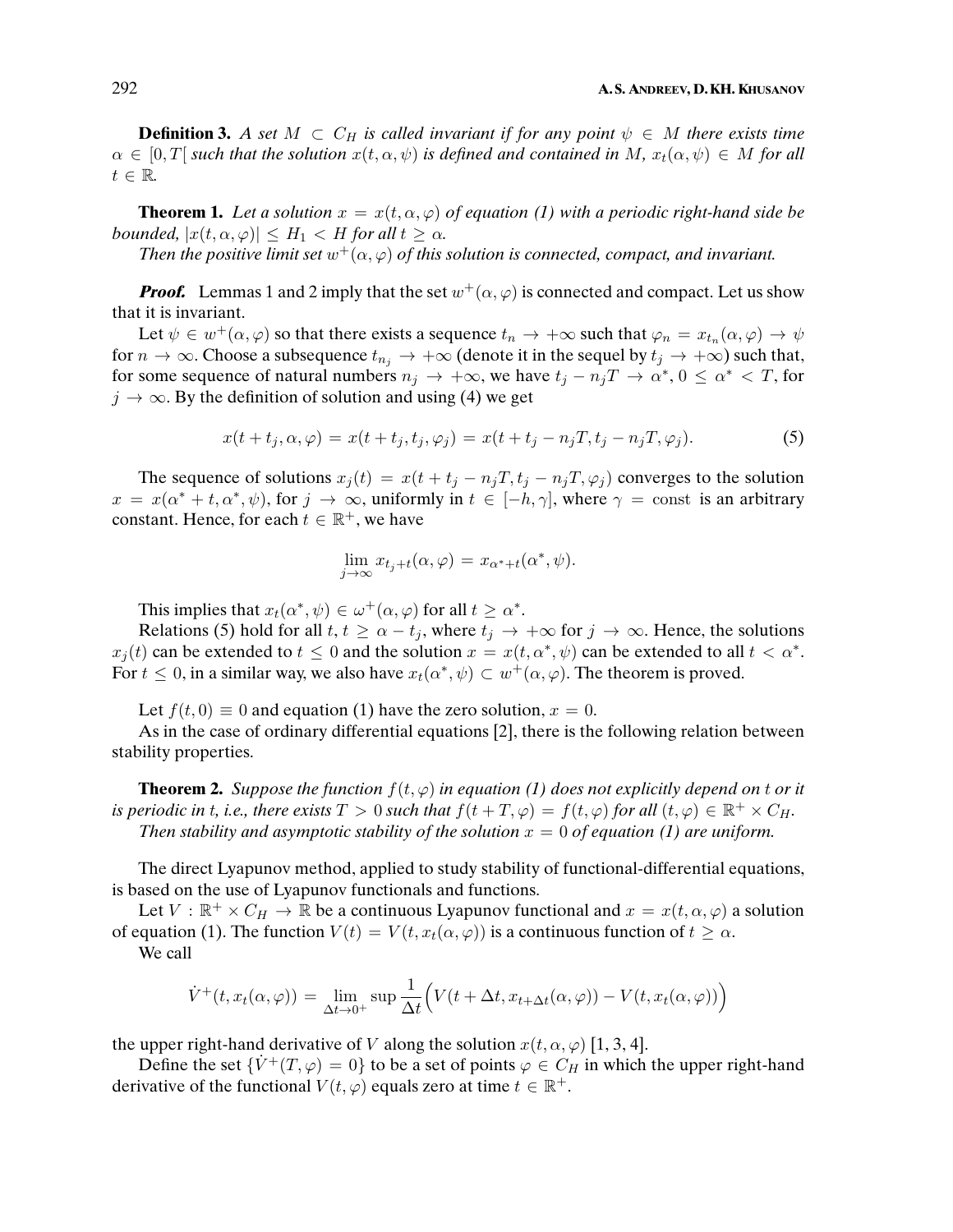**Definition 3.** *A set $M \subset C_H$ is called invariant if for any point $\psi \in M$ there exists time $\alpha \in [0, T[$ such that the solution $x(t, \alpha, \psi)$ is defined and contained in $M$, $x_t(\alpha, \psi) \in M$ for all $t \in \mathbb{R}$.*

**Theorem 1.** *Let a solution $x = x(t, \alpha, \varphi)$ of equation (1) with a periodic right-hand side be bounded, $|x(t, \alpha, \varphi)| \le H_1 < H$ for all $t \ge \alpha$.*

*Then the positive limit set $w^+(\alpha, \varphi)$ of this solution is connected, compact, and invariant.*

***Proof.*** Lemmas 1 and 2 imply that the set $w^+(\alpha, \varphi)$ is connected and compact. Let us show that it is invariant.

Let $\psi \in w^+(\alpha, \varphi)$ so that there exists a sequence $t_n \to +\infty$ such that $\varphi_n = x_{t_n}(\alpha, \varphi) \to \psi$ for $n \to \infty$. Choose a subsequence $t_{n_j} \to +\infty$ (denote it in the sequel by $t_j \to +\infty$) such that, for some sequence of natural numbers $n_j \to +\infty$, we have $t_j - n_j T \to \alpha^*$, $0 \le \alpha^* < T$, for $j \to \infty$. By the definition of solution and using (4) we get

$$x(t + t_j, \alpha, \varphi) = x(t + t_j, t_j, \varphi_j) = x(t + t_j - n_j T, t_j - n_j T, \varphi_j). \tag{5}$$

The sequence of solutions $x_j(t) = x(t + t_j - n_j T, t_j - n_j T, \varphi_j)$ converges to the solution $x = x(\alpha^* + t, \alpha^*, \psi)$, for $j \to \infty$, uniformly in $t \in [-h, \gamma]$, where $\gamma = \text{const}$ is an arbitrary constant. Hence, for each $t \in \mathbb{R}^+$, we have

$$\lim_{j \to \infty} x_{t_j + t}(\alpha, \varphi) = x_{\alpha^* + t}(\alpha^*, \psi).$$

This implies that $x_t(\alpha^*, \psi) \in \omega^+(\alpha, \varphi)$ for all $t \ge \alpha^*$.

Relations (5) hold for all $t$, $t \ge \alpha - t_j$, where $t_j \to +\infty$ for $j \to \infty$. Hence, the solutions $x_j(t)$ can be extended to $t \le 0$ and the solution $x = x(t, \alpha^*, \psi)$ can be extended to all $t < \alpha^*$. For $t \le 0$, in a similar way, we also have $x_t(\alpha^*, \psi) \subset w^+(\alpha, \varphi)$. The theorem is proved.

Let $f(t, 0) \equiv 0$ and equation (1) have the zero solution, $x = 0$.

As in the case of ordinary differential equations [2], there is the following relation between stability properties.

**Theorem 2.** *Suppose the function $f(t, \varphi)$ in equation (1) does not explicitly depend on $t$ or it is periodic in $t$, i.e., there exists $T > 0$ such that $f(t + T, \varphi) = f(t, \varphi)$ for all $(t, \varphi) \in \mathbb{R}^+ \times C_H$.*

*Then stability and asymptotic stability of the solution $x = 0$ of equation (1) are uniform.*

The direct Lyapunov method, applied to study stability of functional-differential equations, is based on the use of Lyapunov functionals and functions.

Let $V : \mathbb{R}^+ \times C_H \to \mathbb{R}$ be a continuous Lyapunov functional and $x = x(t, \alpha, \varphi)$ a solution of equation (1). The function $V(t) = V(t, x_t(\alpha, \varphi))$ is a continuous function of $t \ge \alpha$.

We call

$$\dot{V}^+(t, x_t(\alpha, \varphi)) = \lim_{\Delta t \to 0^+} \sup \frac{1}{\Delta t}\Big(V(t + \Delta t, x_{t+\Delta t}(\alpha, \varphi)) - V(t, x_t(\alpha, \varphi))\Big)$$

the upper right-hand derivative of $V$ along the solution $x(t, \alpha, \varphi)$ [1, 3, 4].

Define the set $\{\dot{V}^+(T, \varphi) = 0\}$ to be a set of points $\varphi \in C_H$ in which the upper right-hand derivative of the functional $V(t, \varphi)$ equals zero at time $t \in \mathbb{R}^+$.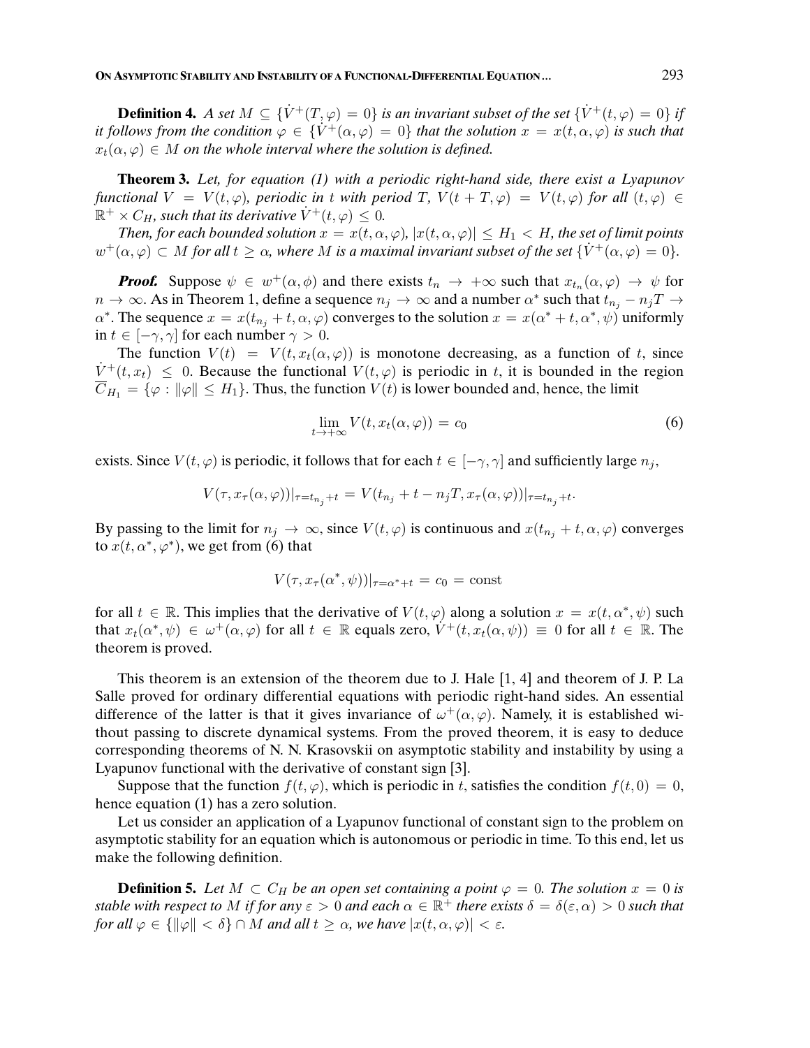**Definition 4.** *A set $M \subseteq \{\dot{V}^+(T,\varphi) = 0\}$ is an invariant subset of the set $\{\dot{V}^+(t,\varphi) = 0\}$ if it follows from the condition $\varphi \in \{\dot{V}^+(\alpha,\varphi) = 0\}$ that the solution $x = x(t,\alpha,\varphi)$ is such that $x_t(\alpha,\varphi) \in M$ on the whole interval where the solution is defined.*

**Theorem 3.** *Let, for equation (1) with a periodic right-hand side, there exist a Lyapunov functional $V = V(t,\varphi)$, periodic in $t$ with period $T$, $V(t+T,\varphi) = V(t,\varphi)$ for all $(t,\varphi) \in \mathbb{R}^+ \times C_H$, such that its derivative $\dot{V}^+(t,\varphi) \leq 0$.*

*Then, for each bounded solution $x = x(t,\alpha,\varphi)$, $|x(t,\alpha,\varphi)| \leq H_1 < H$, the set of limit points $w^+(\alpha,\varphi) \subset M$ for all $t \geq \alpha$, where $M$ is a maximal invariant subset of the set $\{\dot{V}^+(\alpha,\varphi) = 0\}$.*

***Proof.*** Suppose $\psi \in w^+(\alpha,\phi)$ and there exists $t_n \to +\infty$ such that $x_{t_n}(\alpha,\varphi) \to \psi$ for $n \to \infty$. As in Theorem 1, define a sequence $n_j \to \infty$ and a number $\alpha^*$ such that $t_{n_j} - n_j T \to \alpha^*$. The sequence $x = x(t_{n_j} + t, \alpha, \varphi)$ converges to the solution $x = x(\alpha^* + t, \alpha^*, \psi)$ uniformly in $t \in [-\gamma, \gamma]$ for each number $\gamma > 0$.

The function $V(t) = V(t, x_t(\alpha,\varphi))$ is monotone decreasing, as a function of $t$, since $\dot{V}^+(t, x_t) \leq 0$. Because the functional $V(t,\varphi)$ is periodic in $t$, it is bounded in the region $\overline{C}_{H_1} = \{\varphi : \|\varphi\| \leq H_1\}$. Thus, the function $V(t)$ is lower bounded and, hence, the limit

$$\lim_{t\to+\infty} V(t, x_t(\alpha,\varphi)) = c_0 \tag{6}$$

exists. Since $V(t,\varphi)$ is periodic, it follows that for each $t \in [-\gamma,\gamma]$ and sufficiently large $n_j$,

$$V(\tau, x_\tau(\alpha,\varphi))|_{\tau = t_{n_j}+t} = V(t_{n_j} + t - n_j T, x_\tau(\alpha,\varphi))|_{\tau = t_{n_j}+t}.$$

By passing to the limit for $n_j \to \infty$, since $V(t,\varphi)$ is continuous and $x(t_{n_j} + t, \alpha, \varphi)$ converges to $x(t, \alpha^*, \varphi^*)$, we get from (6) that

$$V(\tau, x_\tau(\alpha^*,\psi))|_{\tau = \alpha^* + t} = c_0 = \text{const}$$

for all $t \in \mathbb{R}$. This implies that the derivative of $V(t,\varphi)$ along a solution $x = x(t,\alpha^*,\psi)$ such that $x_t(\alpha^*,\psi) \in \omega^+(\alpha,\varphi)$ for all $t \in \mathbb{R}$ equals zero, $\dot{V}^+(t, x_t(\alpha,\psi)) \equiv 0$ for all $t \in \mathbb{R}$. The theorem is proved.

This theorem is an extension of the theorem due to J. Hale [1, 4] and theorem of J. P. La Salle proved for ordinary differential equations with periodic right-hand sides. An essential difference of the latter is that it gives invariance of $\omega^+(\alpha,\varphi)$. Namely, it is established without passing to discrete dynamical systems. From the proved theorem, it is easy to deduce corresponding theorems of N. N. Krasovskii on asymptotic stability and instability by using a Lyapunov functional with the derivative of constant sign [3].

Suppose that the function $f(t,\varphi)$, which is periodic in $t$, satisfies the condition $f(t,0) = 0$, hence equation (1) has a zero solution.

Let us consider an application of a Lyapunov functional of constant sign to the problem on asymptotic stability for an equation which is autonomous or periodic in time. To this end, let us make the following definition.

**Definition 5.** *Let $M \subset C_H$ be an open set containing a point $\varphi = 0$. The solution $x = 0$ is stable with respect to $M$ if for any $\varepsilon > 0$ and each $\alpha \in \mathbb{R}^+$ there exists $\delta = \delta(\varepsilon,\alpha) > 0$ such that for all $\varphi \in \{\|\varphi\| < \delta\} \cap M$ and all $t \geq \alpha$, we have $|x(t,\alpha,\varphi)| < \varepsilon$.*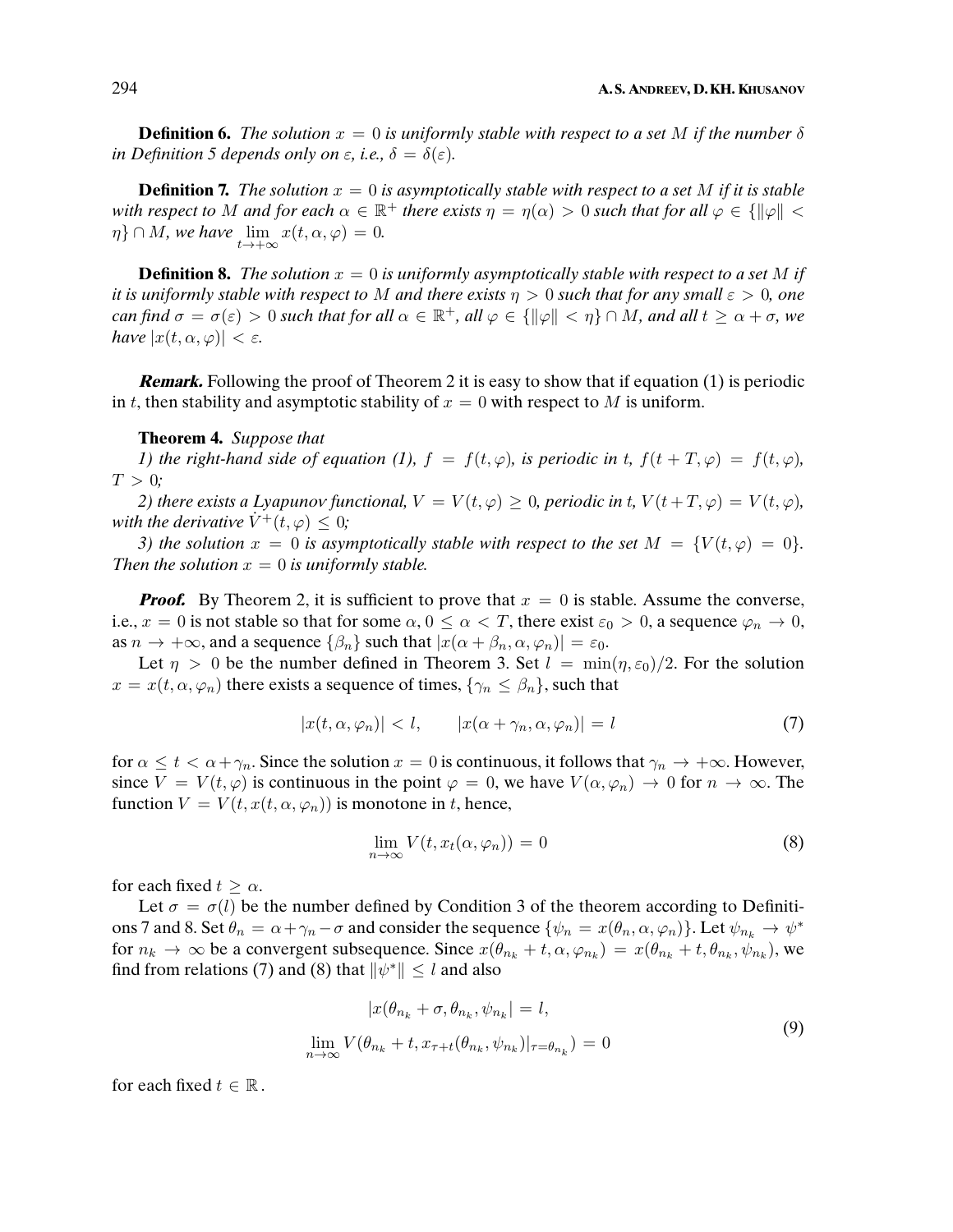**Definition 6.** *The solution $x = 0$ is uniformly stable with respect to a set $M$ if the number $\delta$ in Definition 5 depends only on $\varepsilon$, i.e., $\delta = \delta(\varepsilon)$.*

**Definition 7.** *The solution $x = 0$ is asymptotically stable with respect to a set $M$ if it is stable with respect to $M$ and for each $\alpha \in \mathbb{R}^+$ there exists $\eta = \eta(\alpha) > 0$ such that for all $\varphi \in \{\|\varphi\| < \eta\} \cap M$, we have $\lim\limits_{t \to +\infty} x(t, \alpha, \varphi) = 0$.*

**Definition 8.** *The solution $x = 0$ is uniformly asymptotically stable with respect to a set $M$ if it is uniformly stable with respect to $M$ and there exists $\eta > 0$ such that for any small $\varepsilon > 0$, one can find $\sigma = \sigma(\varepsilon) > 0$ such that for all $\alpha \in \mathbb{R}^+$, all $\varphi \in \{\|\varphi\| < \eta\} \cap M$, and all $t \geq \alpha + \sigma$, we have $|x(t, \alpha, \varphi)| < \varepsilon$.*

***Remark.*** Following the proof of Theorem 2 it is easy to show that if equation (1) is periodic in $t$, then stability and asymptotic stability of $x = 0$ with respect to $M$ is uniform.

**Theorem 4.** *Suppose that*

*1) the right-hand side of equation (1), $f = f(t, \varphi)$, is periodic in $t$, $f(t + T, \varphi) = f(t, \varphi)$, $T > 0$;*

*2) there exists a Lyapunov functional, $V = V(t, \varphi) \geq 0$, periodic in $t$, $V(t+T, \varphi) = V(t, \varphi)$, with the derivative $\dot{V}^+(t, \varphi) \leq 0$;*

*3) the solution $x = 0$ is asymptotically stable with respect to the set $M = \{V(t, \varphi) = 0\}$. Then the solution $x = 0$ is uniformly stable.*

***Proof.*** By Theorem 2, it is sufficient to prove that $x = 0$ is stable. Assume the converse, i.e., $x = 0$ is not stable so that for some $\alpha$, $0 \leq \alpha < T$, there exist $\varepsilon_0 > 0$, a sequence $\varphi_n \to 0$, as $n \to +\infty$, and a sequence $\{\beta_n\}$ such that $|x(\alpha + \beta_n, \alpha, \varphi_n)| = \varepsilon_0$.

Let $\eta > 0$ be the number defined in Theorem 3. Set $l = \min(\eta, \varepsilon_0)/2$. For the solution $x = x(t, \alpha, \varphi_n)$ there exists a sequence of times, $\{\gamma_n \leq \beta_n\}$, such that

$$|x(t, \alpha, \varphi_n)| < l, \qquad |x(\alpha + \gamma_n, \alpha, \varphi_n)| = l \tag{7}$$

for $\alpha \leq t < \alpha + \gamma_n$. Since the solution $x = 0$ is continuous, it follows that $\gamma_n \to +\infty$. However, since $V = V(t, \varphi)$ is continuous in the point $\varphi = 0$, we have $V(\alpha, \varphi_n) \to 0$ for $n \to \infty$. The function $V = V(t, x(t, \alpha, \varphi_n))$ is monotone in $t$, hence,

$$\lim_{n \to \infty} V(t, x_t(\alpha, \varphi_n)) = 0 \tag{8}$$

for each fixed $t \geq \alpha$.

Let $\sigma = \sigma(l)$ be the number defined by Condition 3 of the theorem according to Definitions 7 and 8. Set $\theta_n = \alpha + \gamma_n - \sigma$ and consider the sequence $\{\psi_n = x(\theta_n, \alpha, \varphi_n)\}$. Let $\psi_{n_k} \to \psi^*$ for $n_k \to \infty$ be a convergent subsequence. Since $x(\theta_{n_k} + t, \alpha, \varphi_{n_k}) = x(\theta_{n_k} + t, \theta_{n_k}, \psi_{n_k})$, we find from relations (7) and (8) that $\|\psi^*\| \leq l$ and also

$$\begin{gathered} |x(\theta_{n_k} + \sigma, \theta_{n_k}, \psi_{n_k}| = l, \\ \lim_{n \to \infty} V(\theta_{n_k} + t, x_{\tau+t}(\theta_{n_k}, \psi_{n_k})|_{\tau = \theta_{n_k}}) = 0 \end{gathered} \tag{9}$$

for each fixed $t \in \mathbb{R}$.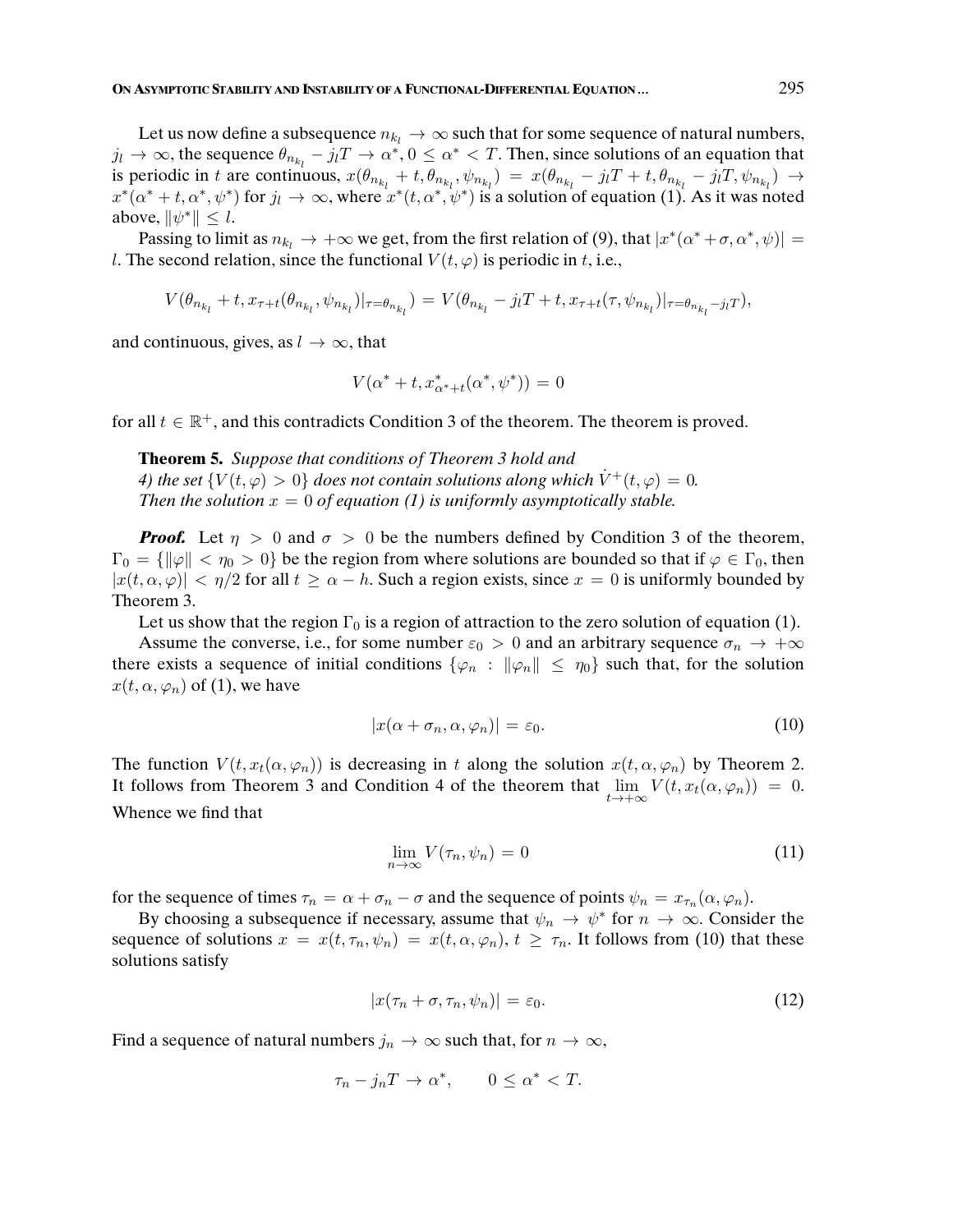Let us now define a subsequence $n_{k_l} \to \infty$ such that for some sequence of natural numbers, $j_l \to \infty$, the sequence $\theta_{n_{k_l}} - j_l T \to \alpha^*$, $0 \le \alpha^* < T$. Then, since solutions of an equation that is periodic in $t$ are continuous, $x(\theta_{n_{k_l}} + t, \theta_{n_{k_l}}, \psi_{n_{k_l}}) = x(\theta_{n_{k_l}} - j_l T + t, \theta_{n_{k_l}} - j_l T, \psi_{n_{k_l}}) \to x^*(\alpha^* + t, \alpha^*, \psi^*)$ for $j_l \to \infty$, where $x^*(t, \alpha^*, \psi^*)$ is a solution of equation (1). As it was noted above, $\|\psi^*\| \le l$.

Passing to limit as $n_{k_l} \to +\infty$ we get, from the first relation of (9), that $|x^*(\alpha^* + \sigma, \alpha^*, \psi)| = l$. The second relation, since the functional $V(t, \varphi)$ is periodic in $t$, i.e.,

$$V(\theta_{n_{k_l}} + t, x_{\tau+t}(\theta_{n_{k_l}}, \psi_{n_{k_l}})|_{\tau=\theta_{n_{k_l}}}) = V(\theta_{n_{k_l}} - j_l T + t, x_{\tau+t}(\tau, \psi_{n_{k_l}})|_{\tau=\theta_{n_{k_l}} - j_l T}),$$

and continuous, gives, as $l \to \infty$, that

$$V(\alpha^* + t, x^*_{\alpha^*+t}(\alpha^*, \psi^*)) = 0$$

for all $t \in \mathbb{R}^+$, and this contradicts Condition 3 of the theorem. The theorem is proved.

**Theorem 5.** *Suppose that conditions of Theorem 3 hold and*
*4) the set $\{V(t, \varphi) > 0\}$ does not contain solutions along which $\dot{V}^+(t, \varphi) = 0$.*
*Then the solution $x = 0$ of equation (1) is uniformly asymptotically stable.*

***Proof.*** Let $\eta > 0$ and $\sigma > 0$ be the numbers defined by Condition 3 of the theorem, $\Gamma_0 = \{\|\varphi\| < \eta_0 > 0\}$ be the region from where solutions are bounded so that if $\varphi \in \Gamma_0$, then $|x(t, \alpha, \varphi)| < \eta/2$ for all $t \ge \alpha - h$. Such a region exists, since $x = 0$ is uniformly bounded by Theorem 3.

Let us show that the region $\Gamma_0$ is a region of attraction to the zero solution of equation (1).

Assume the converse, i.e., for some number $\varepsilon_0 > 0$ and an arbitrary sequence $\sigma_n \to +\infty$ there exists a sequence of initial conditions $\{\varphi_n : \|\varphi_n\| \le \eta_0\}$ such that, for the solution $x(t, \alpha, \varphi_n)$ of (1), we have

$$|x(\alpha + \sigma_n, \alpha, \varphi_n)| = \varepsilon_0. \tag{10}$$

The function $V(t, x_t(\alpha, \varphi_n))$ is decreasing in $t$ along the solution $x(t, \alpha, \varphi_n)$ by Theorem 2. It follows from Theorem 3 and Condition 4 of the theorem that $\lim_{t \to +\infty} V(t, x_t(\alpha, \varphi_n)) = 0$. Whence we find that

$$\lim_{n \to \infty} V(\tau_n, \psi_n) = 0 \tag{11}$$

for the sequence of times $\tau_n = \alpha + \sigma_n - \sigma$ and the sequence of points $\psi_n = x_{\tau_n}(\alpha, \varphi_n)$.

By choosing a subsequence if necessary, assume that $\psi_n \to \psi^*$ for $n \to \infty$. Consider the sequence of solutions $x = x(t, \tau_n, \psi_n) = x(t, \alpha, \varphi_n)$, $t \ge \tau_n$. It follows from (10) that these solutions satisfy

$$|x(\tau_n + \sigma, \tau_n, \psi_n)| = \varepsilon_0. \tag{12}$$

Find a sequence of natural numbers $j_n \to \infty$ such that, for $n \to \infty$,

$$\tau_n - j_n T \to \alpha^*, \qquad 0 \le \alpha^* < T.$$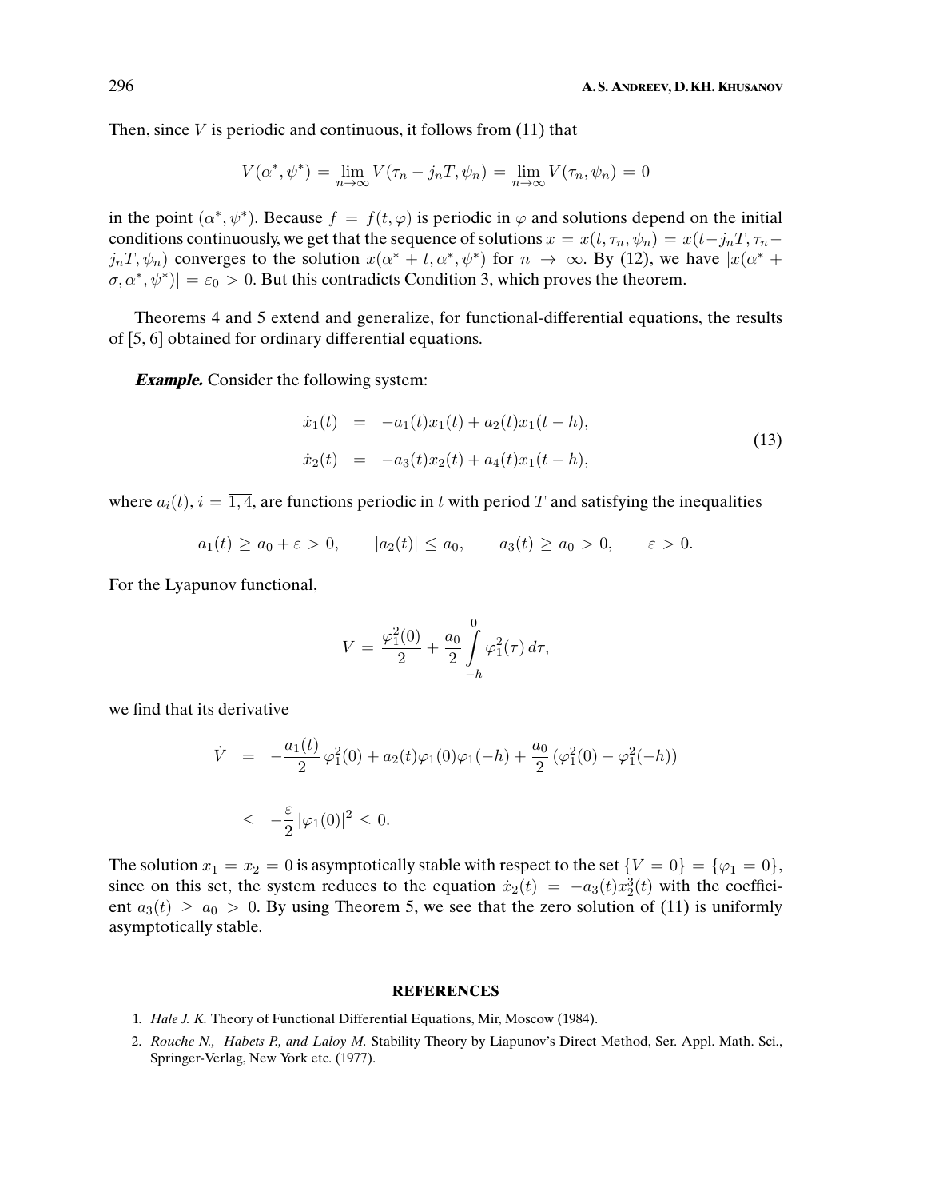Then, since $V$ is periodic and continuous, it follows from (11) that

$$V(\alpha^*, \psi^*) = \lim_{n\to\infty} V(\tau_n - j_n T, \psi_n) = \lim_{n\to\infty} V(\tau_n, \psi_n) = 0$$

in the point $(\alpha^*, \psi^*)$. Because $f = f(t, \varphi)$ is periodic in $\varphi$ and solutions depend on the initial conditions continuously, we get that the sequence of solutions $x = x(t, \tau_n, \psi_n) = x(t - j_n T, \tau_n - j_n T, \psi_n)$ converges to the solution $x(\alpha^* + t, \alpha^*, \psi^*)$ for $n \to \infty$. By (12), we have $|x(\alpha^* + \sigma, \alpha^*, \psi^*)| = \varepsilon_0 > 0$. But this contradicts Condition 3, which proves the theorem.

Theorems 4 and 5 extend and generalize, for functional-differential equations, the results of [5, 6] obtained for ordinary differential equations.

***Example.*** Consider the following system:

$$\begin{aligned}
\dot{x}_1(t) &= -a_1(t)x_1(t) + a_2(t)x_1(t-h), \\
\dot{x}_2(t) &= -a_3(t)x_2(t) + a_4(t)x_1(t-h),
\end{aligned} \tag{13}$$

where $a_i(t)$, $i = \overline{1,4}$, are functions periodic in $t$ with period $T$ and satisfying the inequalities

$$a_1(t) \geq a_0 + \varepsilon > 0, \qquad |a_2(t)| \leq a_0, \qquad a_3(t) \geq a_0 > 0, \qquad \varepsilon > 0.$$

For the Lyapunov functional,

$$V = \frac{\varphi_1^2(0)}{2} + \frac{a_0}{2}\int_{-h}^{0} \varphi_1^2(\tau)\, d\tau,$$

we find that its derivative

$$\begin{aligned}
\dot{V} &= -\frac{a_1(t)}{2}\,\varphi_1^2(0) + a_2(t)\varphi_1(0)\varphi_1(-h) + \frac{a_0}{2}\left(\varphi_1^2(0) - \varphi_1^2(-h)\right) \\
&\leq -\frac{\varepsilon}{2}\,|\varphi_1(0)|^2 \leq 0.
\end{aligned}$$

The solution $x_1 = x_2 = 0$ is asymptotically stable with respect to the set $\{V = 0\} = \{\varphi_1 = 0\}$, since on this set, the system reduces to the equation $\dot{x}_2(t) = -a_3(t)x_2^3(t)$ with the coefficient $a_3(t) \geq a_0 > 0$. By using Theorem 5, we see that the zero solution of (11) is uniformly asymptotically stable.

## REFERENCES

1. *Hale J. K.* Theory of Functional Differential Equations, Mir, Moscow (1984).
2. *Rouche N., Habets P., and Laloy M.* Stability Theory by Liapunov's Direct Method, Ser. Appl. Math. Sci., Springer-Verlag, New York etc. (1977).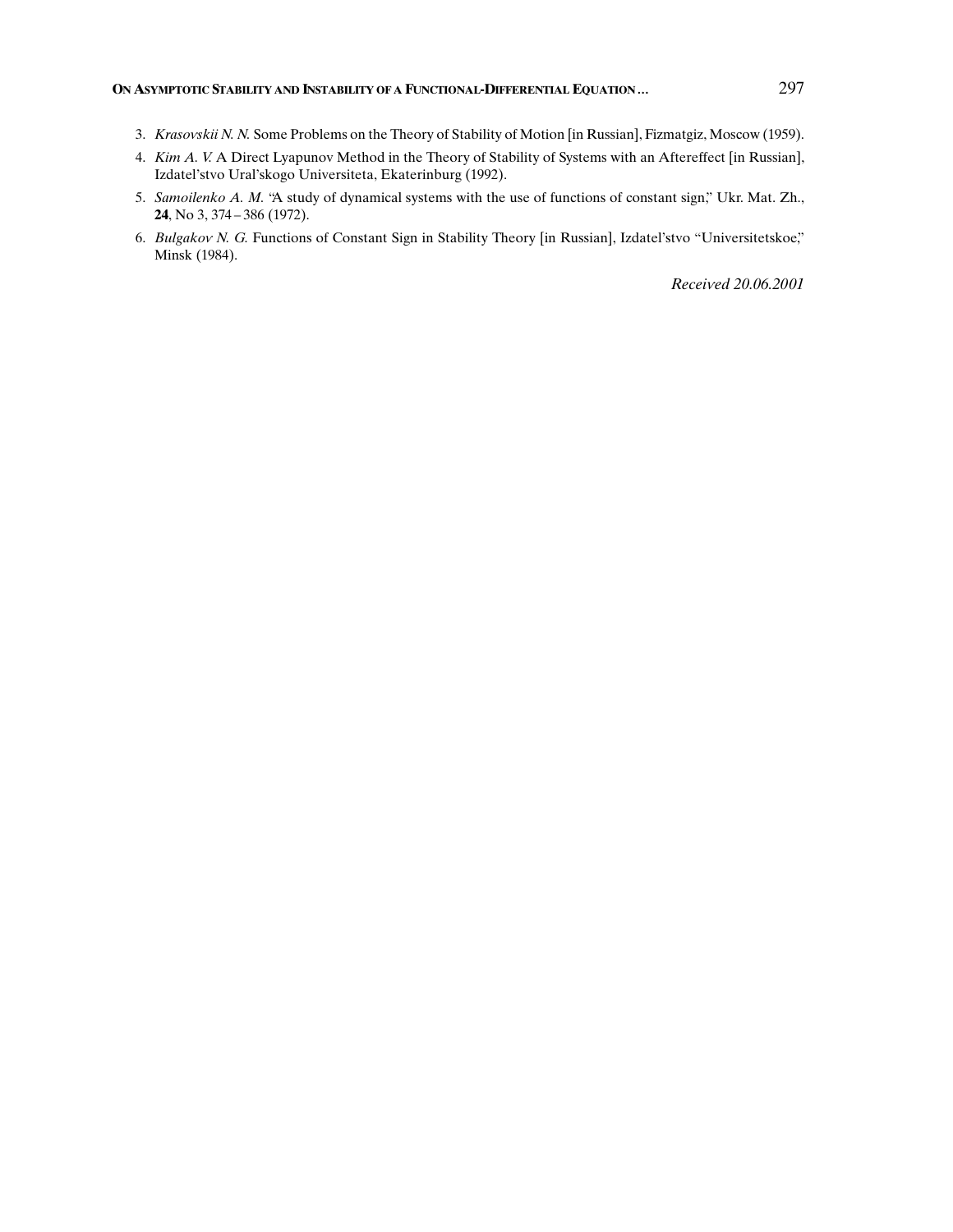3. *Krasovskii N. N.* Some Problems on the Theory of Stability of Motion [in Russian], Fizmatgiz, Moscow (1959).
4. *Kim A. V.* A Direct Lyapunov Method in the Theory of Stability of Systems with an Aftereffect [in Russian], Izdatel'stvo Ural'skogo Universiteta, Ekaterinburg (1992).
5. *Samoilenko A. M.* "A study of dynamical systems with the use of functions of constant sign," Ukr. Mat. Zh., **24**, No 3, 374 – 386 (1972).
6. *Bulgakov N. G.* Functions of Constant Sign in Stability Theory [in Russian], Izdatel'stvo "Universitetskoe," Minsk (1984).

*Received 20.06.2001*